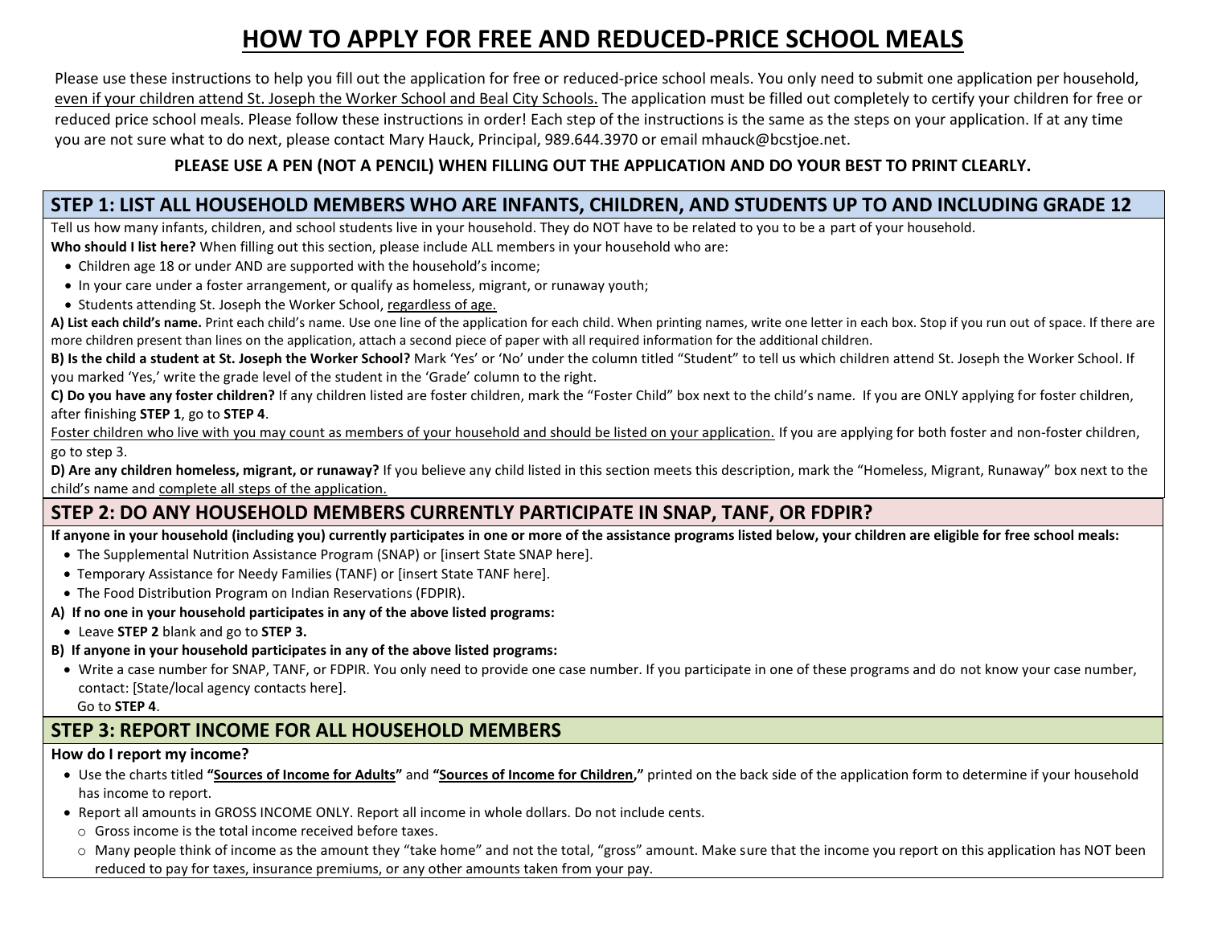# HOW TO APPLY FOR FREE AND REDUCED-PRICE SCHOOL MEALS

Please use these instructions to help you fill out the application for free or reduced-price school meals. You only need to submit one application per household, <u>even if your children attend St. Joseph the Worker School and Beal City Schools.</u> The application must be filled out completely to certify your children for free or reduced price school meals. Please follow these instructions in order! Each step of the instructions is the same as the steps on your application. If at any time you are not sure what to do next, please contact Mary Hauck, Principal, 989.644.3970 or email mhauck@bcstjoe.net.

**PLEASE USE A PEN (NOT A PENCIL) WHEN FILLING OUT THE APPLICATION AND DO YOUR BEST TO PRINT CLEARLY.**

## STEP 1: LIST ALL HOUSEHOLD MEMBERS WHO ARE INFANTS, CHILDREN, AND STUDENTS UP TO AND INCLUDING GRADE 12

Tell us how many infants, children, and school students live in your household. They do NOT have to be related to you to be a part of your household.

**Who should I list here?** When filling out this section, please include ALL members in your household who are:

- Children age 18 or under AND are supported with the household's income;
- In your care under a foster arrangement, or qualify as homeless, migrant, or runaway youth;
- Students attending St. Joseph the Worker School, <u>regardless of age.</u>

**A) List each child's name.** Print each child's name. Use one line of the application for each child. When printing names, write one letter in each box. Stop if you run out of space. If there are more children present than lines on the application, attach a second piece of paper with all required information for the additional children.

**B) Is the child a student at St. Joseph the Worker School?** Mark 'Yes' or 'No' under the column titled "Student" to tell us which children attend St. Joseph the Worker School. If you marked 'Yes,' write the grade level of the student in the 'Grade' column to the right.

**C) Do you have any foster children?** If any children listed are foster children, mark the "Foster Child" box next to the child's name. If you are ONLY applying for foster children, after finishing **STEP 1**, go to **STEP 4**.

<u>Foster children who live with you may count as members of your household and should be listed on your application.</u> If you are applying for both foster and non-foster children, go to step 3.

**D) Are any children homeless, migrant, or runaway?** If you believe any child listed in this section meets this description, mark the "Homeless, Migrant, Runaway" box next to the child's name and <u>complete all steps of the application.</u>

## STEP 2: DO ANY HOUSEHOLD MEMBERS CURRENTLY PARTICIPATE IN SNAP, TANF, OR FDPIR?

**If anyone in your household (including you) currently participates in one or more of the assistance programs listed below, your children are eligible for free school meals:**

- The Supplemental Nutrition Assistance Program (SNAP) or [insert State SNAP here].
- Temporary Assistance for Needy Families (TANF) or [insert State TANF here].
- The Food Distribution Program on Indian Reservations (FDPIR).

**A) If no one in your household participates in any of the above listed programs:**

- Leave **STEP 2** blank and go to **STEP 3.**

**B) If anyone in your household participates in any of the above listed programs:**

- Write a case number for SNAP, TANF, or FDPIR. You only need to provide one case number. If you participate in one of these programs and do not know your case number, contact: [State/local agency contacts here].

  Go to **STEP 4**.

## STEP 3: REPORT INCOME FOR ALL HOUSEHOLD MEMBERS

**How do I report my income?**

- Use the charts titled **"<u>Sources of Income for Adults</u>"** and **"<u>Sources of Income for Children</u>,"** printed on the back side of the application form to determine if your household has income to report.
- Report all amounts in GROSS INCOME ONLY. Report all income in whole dollars. Do not include cents.
  - Gross income is the total income received before taxes.
  - Many people think of income as the amount they "take home" and not the total, "gross" amount. Make sure that the income you report on this application has NOT been reduced to pay for taxes, insurance premiums, or any other amounts taken from your pay.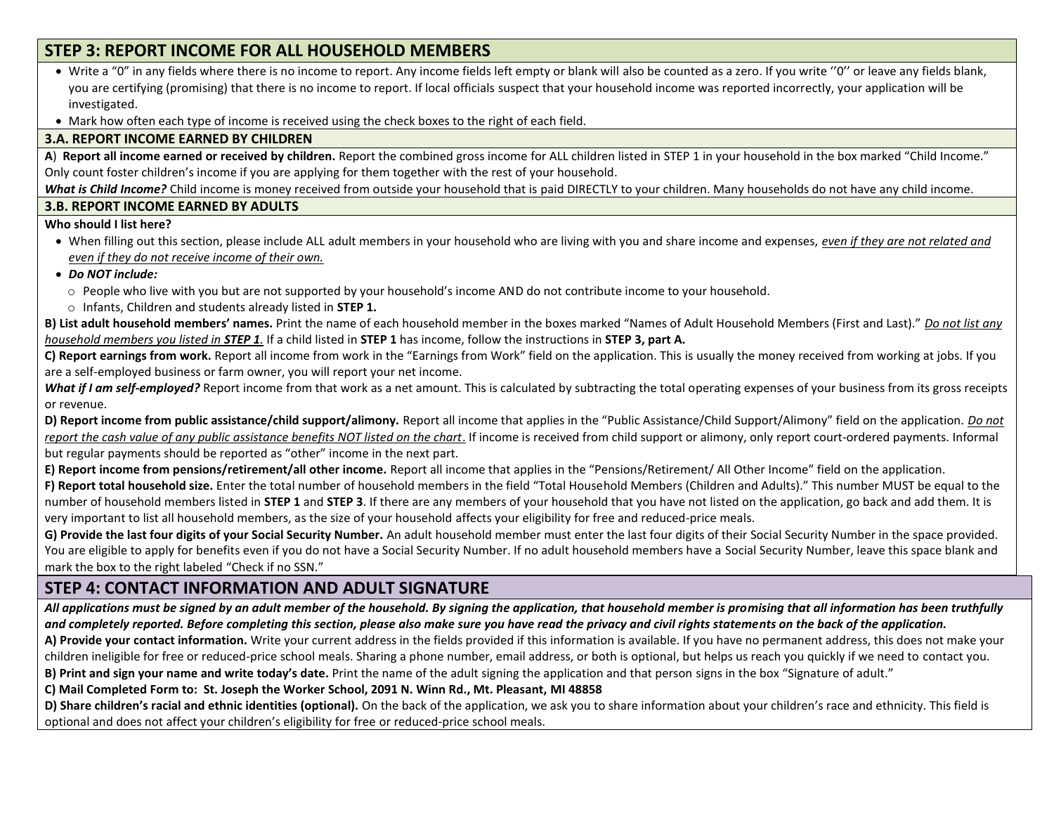## STEP 3: REPORT INCOME FOR ALL HOUSEHOLD MEMBERS

- Write a "0" in any fields where there is no income to report. Any income fields left empty or blank will also be counted as a zero. If you write ''0'' or leave any fields blank, you are certifying (promising) that there is no income to report. If local officials suspect that your household income was reported incorrectly, your application will be investigated.
- Mark how often each type of income is received using the check boxes to the right of each field.

### 3.A. REPORT INCOME EARNED BY CHILDREN

A) **Report all income earned or received by children.** Report the combined gross income for ALL children listed in STEP 1 in your household in the box marked "Child Income." Only count foster children's income if you are applying for them together with the rest of your household.

***What is Child Income?*** Child income is money received from outside your household that is paid DIRECTLY to your children. Many households do not have any child income.

### 3.B. REPORT INCOME EARNED BY ADULTS

**Who should I list here?**

- When filling out this section, please include ALL adult members in your household who are living with you and share income and expenses, *even if they are not related and even if they do not receive income of their own.*
- ***Do NOT include:***
  - People who live with you but are not supported by your household's income AND do not contribute income to your household.
  - Infants, Children and students already listed in **STEP 1.**

**B) List adult household members' names.** Print the name of each household member in the boxes marked "Names of Adult Household Members (First and Last)." *Do not list any household members you listed in **STEP 1**.* If a child listed in **STEP 1** has income, follow the instructions in **STEP 3, part A.**

**C) Report earnings from work.** Report all income from work in the "Earnings from Work" field on the application. This is usually the money received from working at jobs. If you are a self-employed business or farm owner, you will report your net income.

***What if I am self-employed?*** Report income from that work as a net amount. This is calculated by subtracting the total operating expenses of your business from its gross receipts or revenue.

**D) Report income from public assistance/child support/alimony.** Report all income that applies in the "Public Assistance/Child Support/Alimony" field on the application. *Do not report the cash value of any public assistance benefits NOT listed on the chart*. If income is received from child support or alimony, only report court-ordered payments. Informal but regular payments should be reported as "other" income in the next part.

**E) Report income from pensions/retirement/all other income.** Report all income that applies in the "Pensions/Retirement/ All Other Income" field on the application.

**F) Report total household size.** Enter the total number of household members in the field "Total Household Members (Children and Adults)." This number MUST be equal to the number of household members listed in **STEP 1** and **STEP 3**. If there are any members of your household that you have not listed on the application, go back and add them. It is very important to list all household members, as the size of your household affects your eligibility for free and reduced-price meals.

**G) Provide the last four digits of your Social Security Number.** An adult household member must enter the last four digits of their Social Security Number in the space provided. You are eligible to apply for benefits even if you do not have a Social Security Number. If no adult household members have a Social Security Number, leave this space blank and mark the box to the right labeled "Check if no SSN."

## STEP 4: CONTACT INFORMATION AND ADULT SIGNATURE

***All applications must be signed by an adult member of the household. By signing the application, that household member is promising that all information has been truthfully and completely reported. Before completing this section, please also make sure you have read the privacy and civil rights statements on the back of the application.***

**A) Provide your contact information.** Write your current address in the fields provided if this information is available. If you have no permanent address, this does not make your children ineligible for free or reduced-price school meals. Sharing a phone number, email address, or both is optional, but helps us reach you quickly if we need to contact you.

**B) Print and sign your name and write today's date.** Print the name of the adult signing the application and that person signs in the box "Signature of adult."

**C) Mail Completed Form to: St. Joseph the Worker School, 2091 N. Winn Rd., Mt. Pleasant, MI 48858**

**D) Share children's racial and ethnic identities (optional).** On the back of the application, we ask you to share information about your children's race and ethnicity. This field is optional and does not affect your children's eligibility for free or reduced-price school meals.